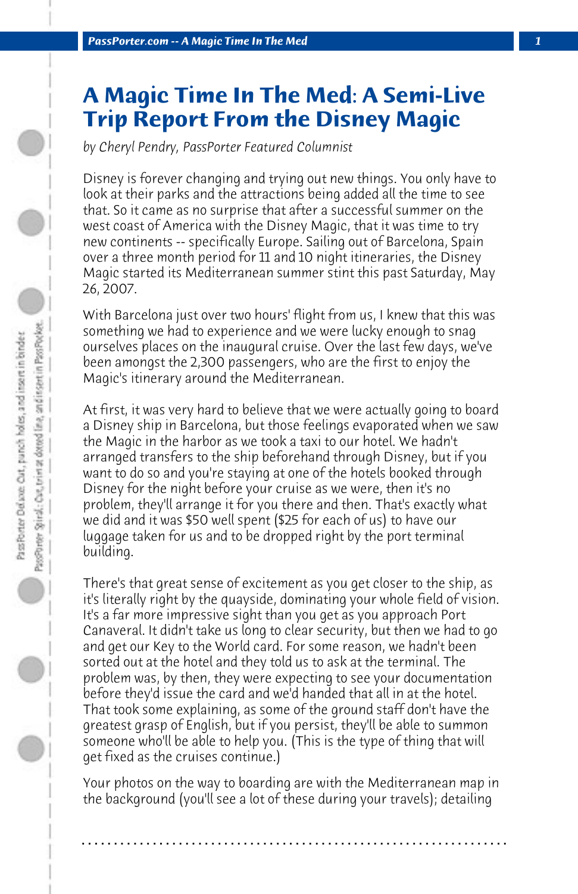# A Magic Time In The Med: A Semi-Live Trip Report From the Disney Magic

*by Cheryl Pendry, PassPorter Featured Columnist*

Disney is forever changing and trying out new things. You only have to look at their parks and the attractions being added all the time to see that. So it came as no surprise that after a successful summer on the west coast of America with the Disney Magic, that it was time to try new continents -- specifically Europe. Sailing out of Barcelona, Spain over a three month period for 11 and 10 night itineraries, the Disney Magic started its Mediterranean summer stint this past Saturday, May 26, 2007.

With Barcelona just over two hours' flight from us, I knew that this was something we had to experience and we were lucky enough to snag ourselves places on the inaugural cruise. Over the last few days, we've been amongst the 2,300 passengers, who are the first to enjoy the Magic's itinerary around the Mediterranean.

At first, it was very hard to believe that we were actually going to board a Disney ship in Barcelona, but those feelings evaporated when we saw the Magic in the harbor as we took a taxi to our hotel. We hadn't arranged transfers to the ship beforehand through Disney, but if you want to do so and you're staying at one of the hotels booked through Disney for the night before your cruise as we were, then it's no problem, they'll arrange it for you there and then. That's exactly what we did and it was $50 well spent ($25 for each of us) to have our luggage taken for us and to be dropped right by the port terminal building.

There's that great sense of excitement as you get closer to the ship, as it's literally right by the quayside, dominating your whole field of vision. It's a far more impressive sight than you get as you approach Port Canaveral. It didn't take us long to clear security, but then we had to go and get our Key to the World card. For some reason, we hadn't been sorted out at the hotel and they told us to ask at the terminal. The problem was, by then, they were expecting to see your documentation before they'd issue the card and we'd handed that all in at the hotel. That took some explaining, as some of the ground staff don't have the greatest grasp of English, but if you persist, they'll be able to summon someone who'll be able to help you. (This is the type of thing that will get fixed as the cruises continue.)

Your photos on the way to boarding are with the Mediterranean map in the background (you'll see a lot of these during your travels); detailing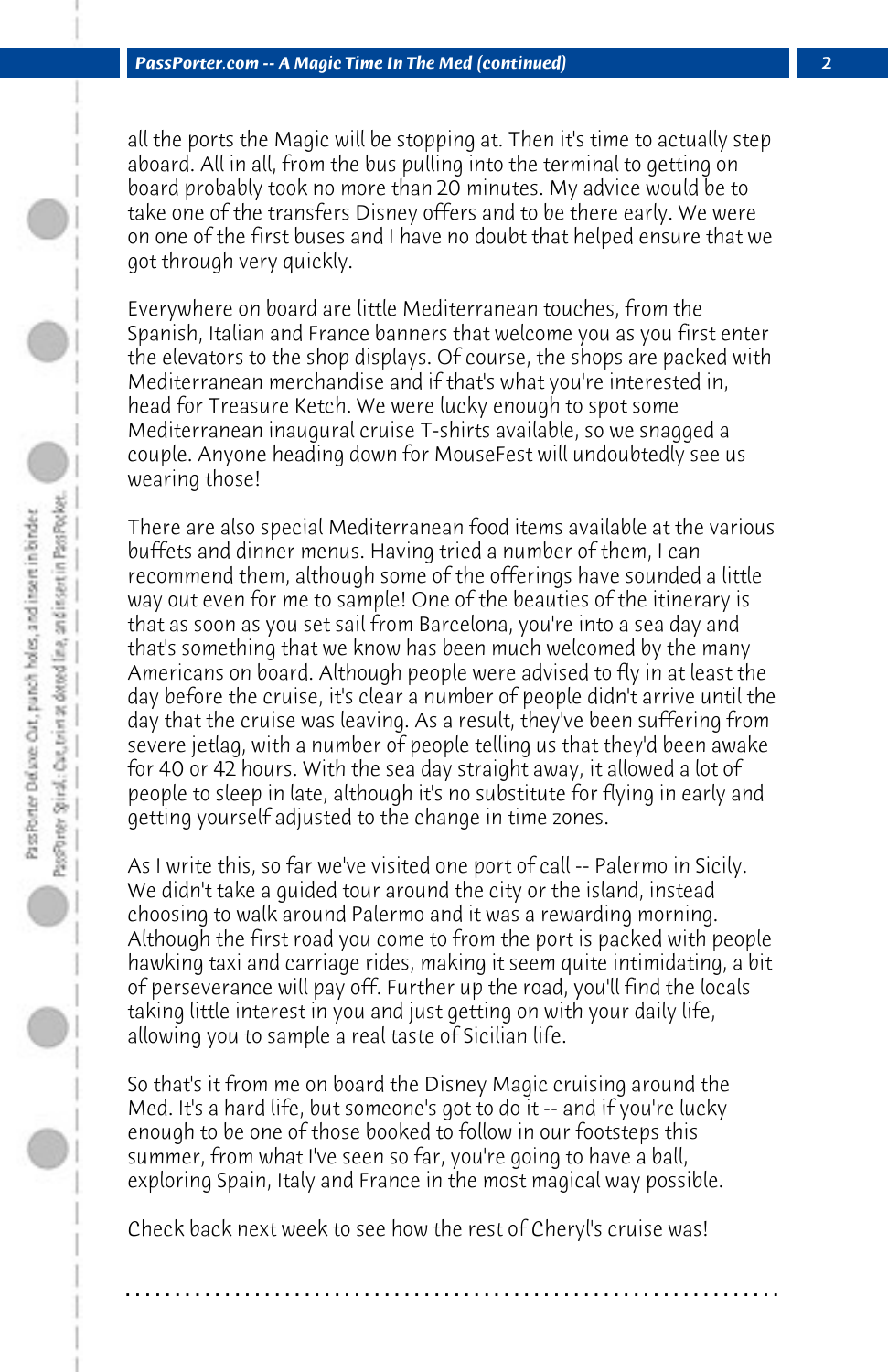all the ports the Magic will be stopping at. Then it's time to actually step aboard. All in all, from the bus pulling into the terminal to getting on board probably took no more than 20 minutes. My advice would be to take one of the transfers Disney offers and to be there early. We were on one of the first buses and I have no doubt that helped ensure that we got through very quickly.

Everywhere on board are little Mediterranean touches, from the Spanish, Italian and France banners that welcome you as you first enter the elevators to the shop displays. Of course, the shops are packed with Mediterranean merchandise and if that's what you're interested in, head for Treasure Ketch. We were lucky enough to spot some Mediterranean inaugural cruise T-shirts available, so we snagged a couple. Anyone heading down for MouseFest will undoubtedly see us wearing those!

There are also special Mediterranean food items available at the various buffets and dinner menus. Having tried a number of them, I can recommend them, although some of the offerings have sounded a little way out even for me to sample! One of the beauties of the itinerary is that as soon as you set sail from Barcelona, you're into a sea day and that's something that we know has been much welcomed by the many Americans on board. Although people were advised to fly in at least the day before the cruise, it's clear a number of people didn't arrive until the day that the cruise was leaving. As a result, they've been suffering from severe jetlag, with a number of people telling us that they'd been awake for 40 or 42 hours. With the sea day straight away, it allowed a lot of people to sleep in late, although it's no substitute for flying in early and getting yourself adjusted to the change in time zones.

As I write this, so far we've visited one port of call -- Palermo in Sicily. We didn't take a guided tour around the city or the island, instead choosing to walk around Palermo and it was a rewarding morning. Although the first road you come to from the port is packed with people hawking taxi and carriage rides, making it seem quite intimidating, a bit of perseverance will pay off. Further up the road, you'll find the locals taking little interest in you and just getting on with your daily life, allowing you to sample a real taste of Sicilian life.

So that's it from me on board the Disney Magic cruising around the Med. It's a hard life, but someone's got to do it -- and if you're lucky enough to be one of those booked to follow in our footsteps this summer, from what I've seen so far, you're going to have a ball, exploring Spain, Italy and France in the most magical way possible.

Check back next week to see how the rest of Cheryl's cruise was!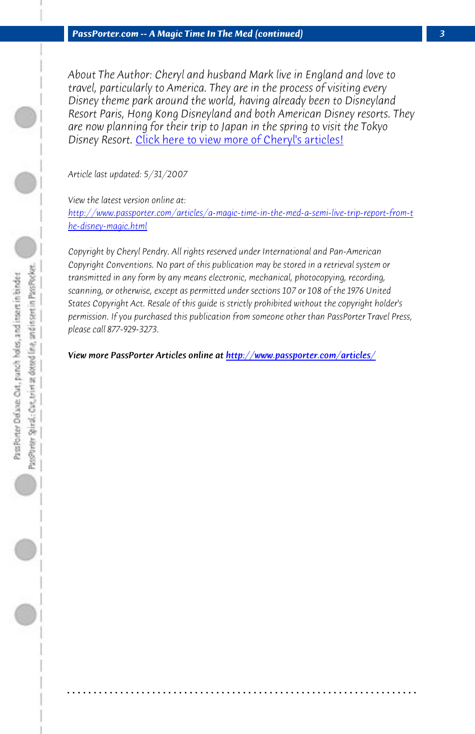*About The Author: Cheryl and husband Mark live in England and love to travel, particularly to America. They are in the process of visiting every Disney theme park around the world, having already been to Disneyland Resort Paris, Hong Kong Disneyland and both American Disney resorts. They are now planning for their trip to Japan in the spring to visit the Tokyo Disney Resort.* [Click here to view more of Cheryl's articles!]

*Article last updated: 5/31/2007*

*View the latest version online at:*
*http://www.passporter.com/articles/a-magic-time-in-the-med-a-semi-live-trip-report-from-the-disney-magic.html*

*Copyright by Cheryl Pendry. All rights reserved under International and Pan-American Copyright Conventions. No part of this publication may be stored in a retrieval system or transmitted in any form by any means electronic, mechanical, photocopying, recording, scanning, or otherwise, except as permitted under sections 107 or 108 of the 1976 United States Copyright Act. Resale of this guide is strictly prohibited without the copyright holder's permission. If you purchased this publication from someone other than PassPorter Travel Press, please call 877-929-3273.*

***View more PassPorter Articles online at http://www.passporter.com/articles/***